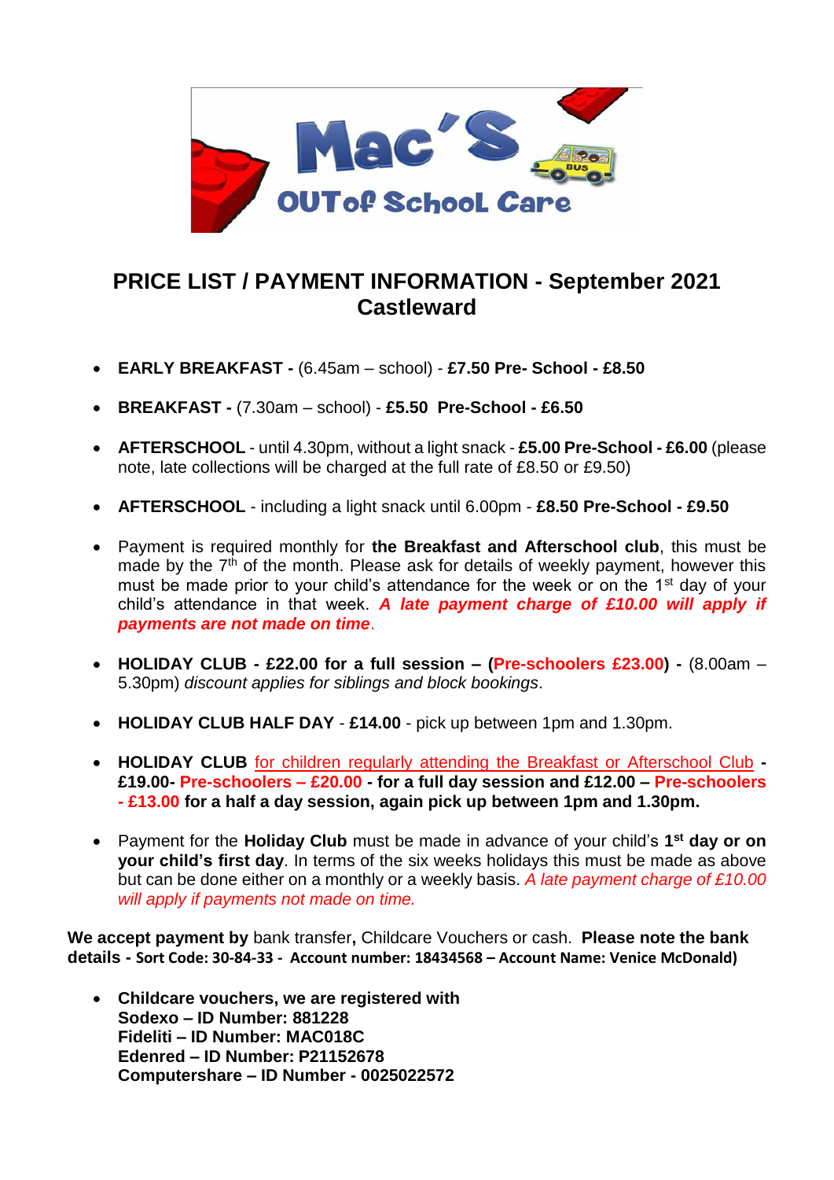# PRICE LIST / PAYMENT INFORMATION - September 2021 Castleward

- **EARLY BREAKFAST -** (6.45am – school) - **£7.50 Pre- School - £8.50**
- **BREAKFAST -** (7.30am – school) - **£5.50 Pre-School - £6.50**
- **AFTERSCHOOL** - until 4.30pm, without a light snack - **£5.00 Pre-School - £6.00** (please note, late collections will be charged at the full rate of £8.50 or £9.50)
- **AFTERSCHOOL** - including a light snack until 6.00pm - **£8.50 Pre-School - £9.50**
- Payment is required monthly for **the Breakfast and Afterschool club**, this must be made by the 7th of the month. Please ask for details of weekly payment, however this must be made prior to your child's attendance for the week or on the 1st day of your child's attendance in that week. ***A late payment charge of £10.00 will apply if payments are not made on time***.
- **HOLIDAY CLUB - £22.00 for a full session – (Pre-schoolers £23.00) -** (8.00am – 5.30pm) *discount applies for siblings and block bookings*.
- **HOLIDAY CLUB HALF DAY** - **£14.00** - pick up between 1pm and 1.30pm.
- **HOLIDAY CLUB** for children regularly attending the Breakfast or Afterschool Club **- £19.00- Pre-schoolers – £20.00 - for a full day session and £12.00 – Pre-schoolers - £13.00 for a half a day session, again pick up between 1pm and 1.30pm.**
- Payment for the **Holiday Club** must be made in advance of your child's **1st day or on your child's first day**. In terms of the six weeks holidays this must be made as above but can be done either on a monthly or a weekly basis. *A late payment charge of £10.00 will apply if payments not made on time.*

**We accept payment by** bank transfer**,** Childcare Vouchers or cash. **Please note the bank details - Sort Code: 30-84-33 - Account number: 18434568 – Account Name: Venice McDonald)**

- **Childcare vouchers, we are registered with**
  **Sodexo – ID Number: 881228**
  **Fideliti – ID Number: MAC018C**
  **Edenred – ID Number: P21152678**
  **Computershare – ID Number - 0025022572**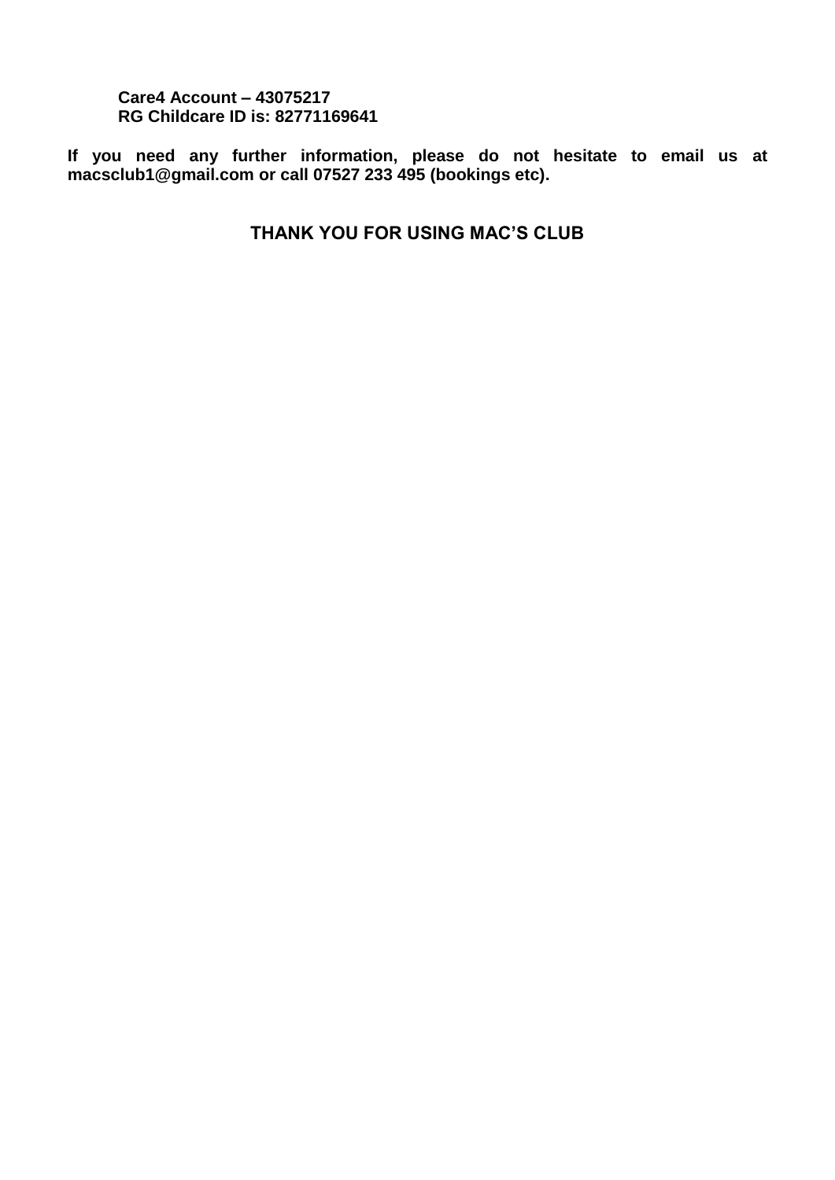**Care4 Account – 43075217**
**RG Childcare ID is: 82771169641**

**If you need any further information, please do not hesitate to email us at macsclub1@gmail.com or call 07527 233 495 (bookings etc).**

## THANK YOU FOR USING MAC'S CLUB